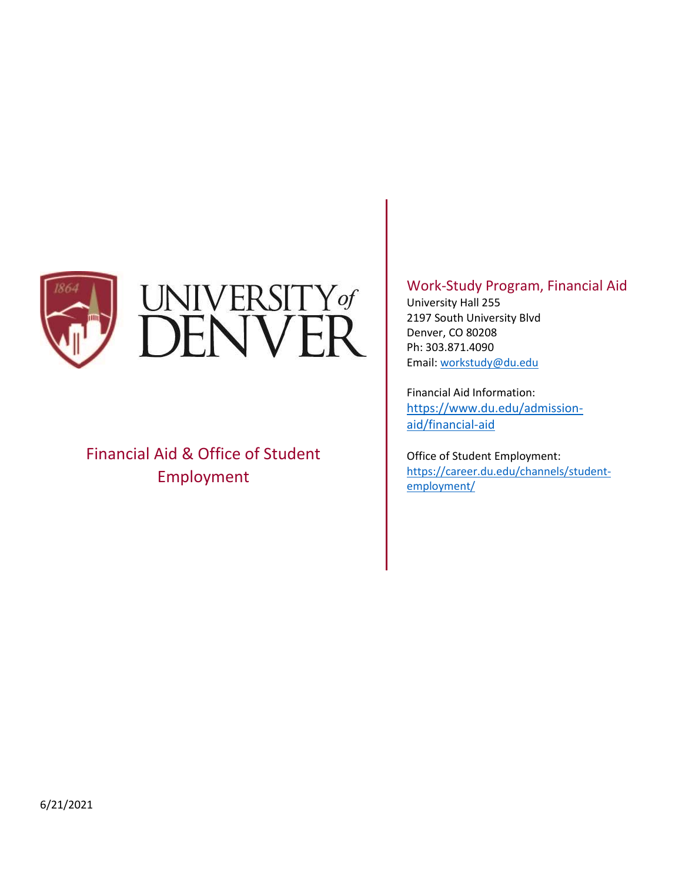UNIVERSITY of DENVER

# Financial Aid & Office of Student Employment

## Work-Study Program, Financial Aid

University Hall 255
2197 South University Blvd
Denver, CO 80208
Ph: 303.871.4090
Email: workstudy@du.edu

Financial Aid Information:
https://www.du.edu/admission-aid/financial-aid

Office of Student Employment:
https://career.du.edu/channels/student-employment/

6/21/2021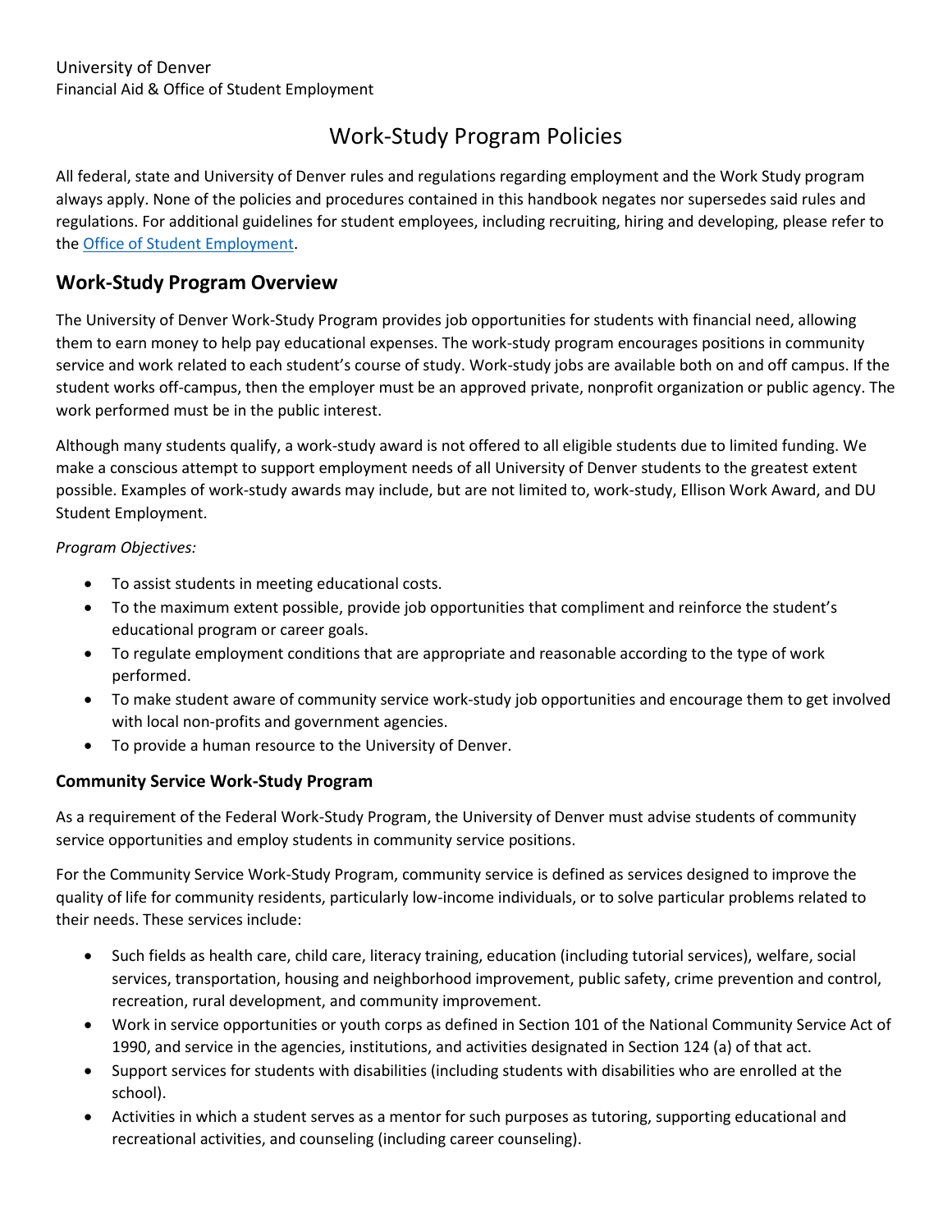University of Denver
Financial Aid & Office of Student Employment

# Work-Study Program Policies

All federal, state and University of Denver rules and regulations regarding employment and the Work Study program always apply. None of the policies and procedures contained in this handbook negates nor supersedes said rules and regulations. For additional guidelines for student employees, including recruiting, hiring and developing, please refer to the [Office of Student Employment](#).

## Work-Study Program Overview

The University of Denver Work-Study Program provides job opportunities for students with financial need, allowing them to earn money to help pay educational expenses. The work-study program encourages positions in community service and work related to each student's course of study. Work-study jobs are available both on and off campus. If the student works off-campus, then the employer must be an approved private, nonprofit organization or public agency. The work performed must be in the public interest.

Although many students qualify, a work-study award is not offered to all eligible students due to limited funding. We make a conscious attempt to support employment needs of all University of Denver students to the greatest extent possible. Examples of work-study awards may include, but are not limited to, work-study, Ellison Work Award, and DU Student Employment.

*Program Objectives:*

- To assist students in meeting educational costs.
- To the maximum extent possible, provide job opportunities that compliment and reinforce the student's educational program or career goals.
- To regulate employment conditions that are appropriate and reasonable according to the type of work performed.
- To make student aware of community service work-study job opportunities and encourage them to get involved with local non-profits and government agencies.
- To provide a human resource to the University of Denver.

### Community Service Work-Study Program

As a requirement of the Federal Work-Study Program, the University of Denver must advise students of community service opportunities and employ students in community service positions.

For the Community Service Work-Study Program, community service is defined as services designed to improve the quality of life for community residents, particularly low-income individuals, or to solve particular problems related to their needs. These services include:

- Such fields as health care, child care, literacy training, education (including tutorial services), welfare, social services, transportation, housing and neighborhood improvement, public safety, crime prevention and control, recreation, rural development, and community improvement.
- Work in service opportunities or youth corps as defined in Section 101 of the National Community Service Act of 1990, and service in the agencies, institutions, and activities designated in Section 124 (a) of that act.
- Support services for students with disabilities (including students with disabilities who are enrolled at the school).
- Activities in which a student serves as a mentor for such purposes as tutoring, supporting educational and recreational activities, and counseling (including career counseling).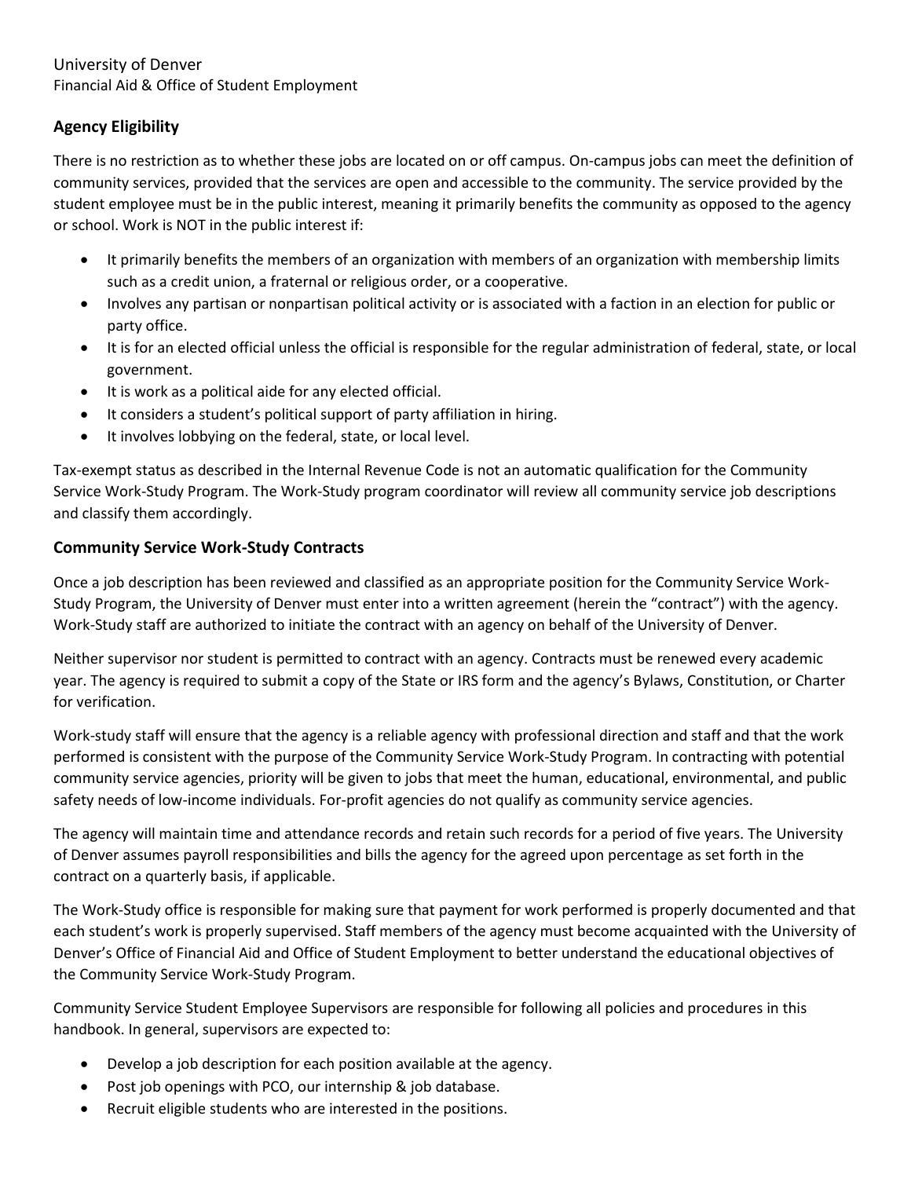University of Denver
Financial Aid & Office of Student Employment

## Agency Eligibility

There is no restriction as to whether these jobs are located on or off campus. On-campus jobs can meet the definition of community services, provided that the services are open and accessible to the community. The service provided by the student employee must be in the public interest, meaning it primarily benefits the community as opposed to the agency or school. Work is NOT in the public interest if:

- It primarily benefits the members of an organization with members of an organization with membership limits such as a credit union, a fraternal or religious order, or a cooperative.
- Involves any partisan or nonpartisan political activity or is associated with a faction in an election for public or party office.
- It is for an elected official unless the official is responsible for the regular administration of federal, state, or local government.
- It is work as a political aide for any elected official.
- It considers a student's political support of party affiliation in hiring.
- It involves lobbying on the federal, state, or local level.

Tax-exempt status as described in the Internal Revenue Code is not an automatic qualification for the Community Service Work-Study Program. The Work-Study program coordinator will review all community service job descriptions and classify them accordingly.

## Community Service Work-Study Contracts

Once a job description has been reviewed and classified as an appropriate position for the Community Service Work-Study Program, the University of Denver must enter into a written agreement (herein the "contract") with the agency. Work-Study staff are authorized to initiate the contract with an agency on behalf of the University of Denver.

Neither supervisor nor student is permitted to contract with an agency. Contracts must be renewed every academic year. The agency is required to submit a copy of the State or IRS form and the agency's Bylaws, Constitution, or Charter for verification.

Work-study staff will ensure that the agency is a reliable agency with professional direction and staff and that the work performed is consistent with the purpose of the Community Service Work-Study Program. In contracting with potential community service agencies, priority will be given to jobs that meet the human, educational, environmental, and public safety needs of low-income individuals. For-profit agencies do not qualify as community service agencies.

The agency will maintain time and attendance records and retain such records for a period of five years. The University of Denver assumes payroll responsibilities and bills the agency for the agreed upon percentage as set forth in the contract on a quarterly basis, if applicable.

The Work-Study office is responsible for making sure that payment for work performed is properly documented and that each student's work is properly supervised. Staff members of the agency must become acquainted with the University of Denver's Office of Financial Aid and Office of Student Employment to better understand the educational objectives of the Community Service Work-Study Program.

Community Service Student Employee Supervisors are responsible for following all policies and procedures in this handbook. In general, supervisors are expected to:

- Develop a job description for each position available at the agency.
- Post job openings with PCO, our internship & job database.
- Recruit eligible students who are interested in the positions.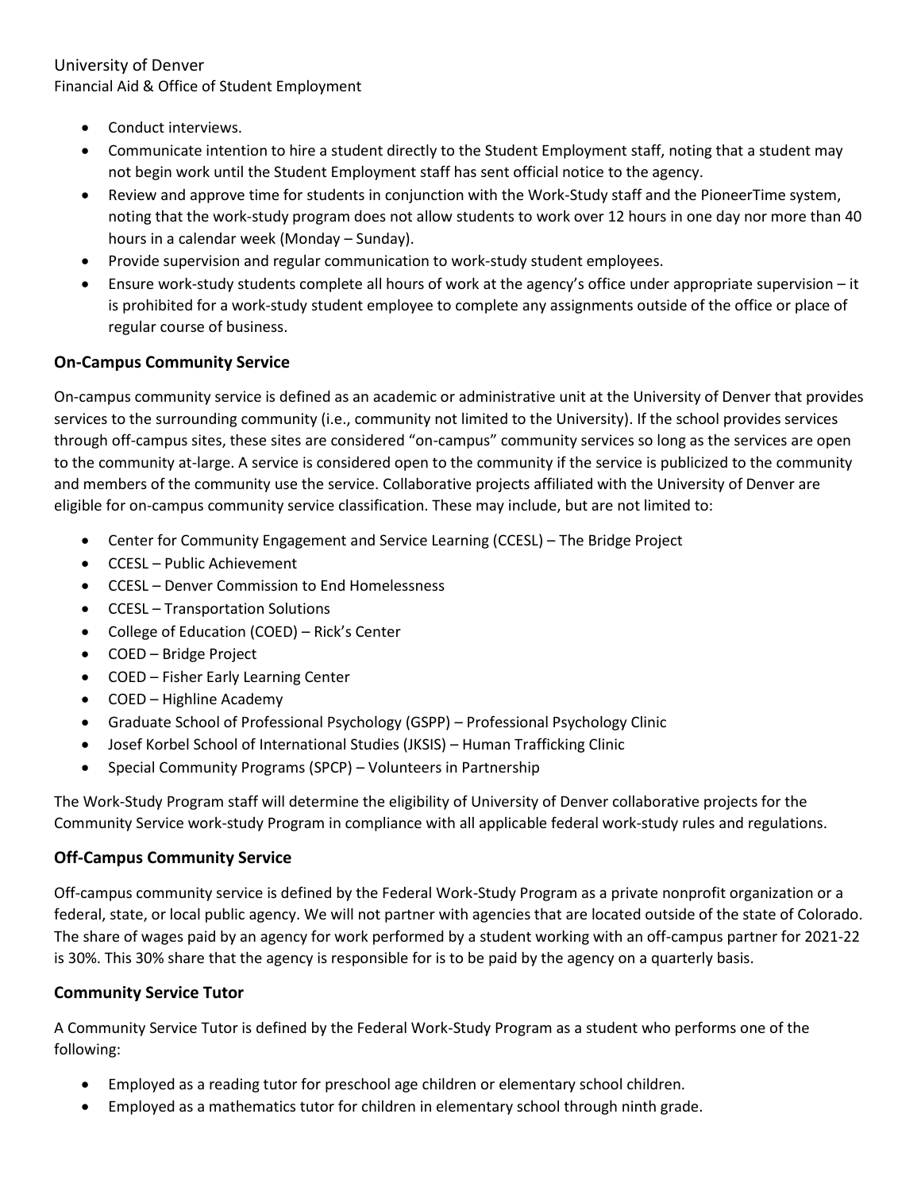- Conduct interviews.
- Communicate intention to hire a student directly to the Student Employment staff, noting that a student may not begin work until the Student Employment staff has sent official notice to the agency.
- Review and approve time for students in conjunction with the Work-Study staff and the PioneerTime system, noting that the work-study program does not allow students to work over 12 hours in one day nor more than 40 hours in a calendar week (Monday – Sunday).
- Provide supervision and regular communication to work-study student employees.
- Ensure work-study students complete all hours of work at the agency's office under appropriate supervision – it is prohibited for a work-study student employee to complete any assignments outside of the office or place of regular course of business.

### On-Campus Community Service

On-campus community service is defined as an academic or administrative unit at the University of Denver that provides services to the surrounding community (i.e., community not limited to the University). If the school provides services through off-campus sites, these sites are considered "on-campus" community services so long as the services are open to the community at-large. A service is considered open to the community if the service is publicized to the community and members of the community use the service. Collaborative projects affiliated with the University of Denver are eligible for on-campus community service classification. These may include, but are not limited to:

- Center for Community Engagement and Service Learning (CCESL) – The Bridge Project
- CCESL – Public Achievement
- CCESL – Denver Commission to End Homelessness
- CCESL – Transportation Solutions
- College of Education (COED) – Rick's Center
- COED – Bridge Project
- COED – Fisher Early Learning Center
- COED – Highline Academy
- Graduate School of Professional Psychology (GSPP) – Professional Psychology Clinic
- Josef Korbel School of International Studies (JKSIS) – Human Trafficking Clinic
- Special Community Programs (SPCP) – Volunteers in Partnership

The Work-Study Program staff will determine the eligibility of University of Denver collaborative projects for the Community Service work-study Program in compliance with all applicable federal work-study rules and regulations.

### Off-Campus Community Service

Off-campus community service is defined by the Federal Work-Study Program as a private nonprofit organization or a federal, state, or local public agency. We will not partner with agencies that are located outside of the state of Colorado. The share of wages paid by an agency for work performed by a student working with an off-campus partner for 2021-22 is 30%. This 30% share that the agency is responsible for is to be paid by the agency on a quarterly basis.

### Community Service Tutor

A Community Service Tutor is defined by the Federal Work-Study Program as a student who performs one of the following:

- Employed as a reading tutor for preschool age children or elementary school children.
- Employed as a mathematics tutor for children in elementary school through ninth grade.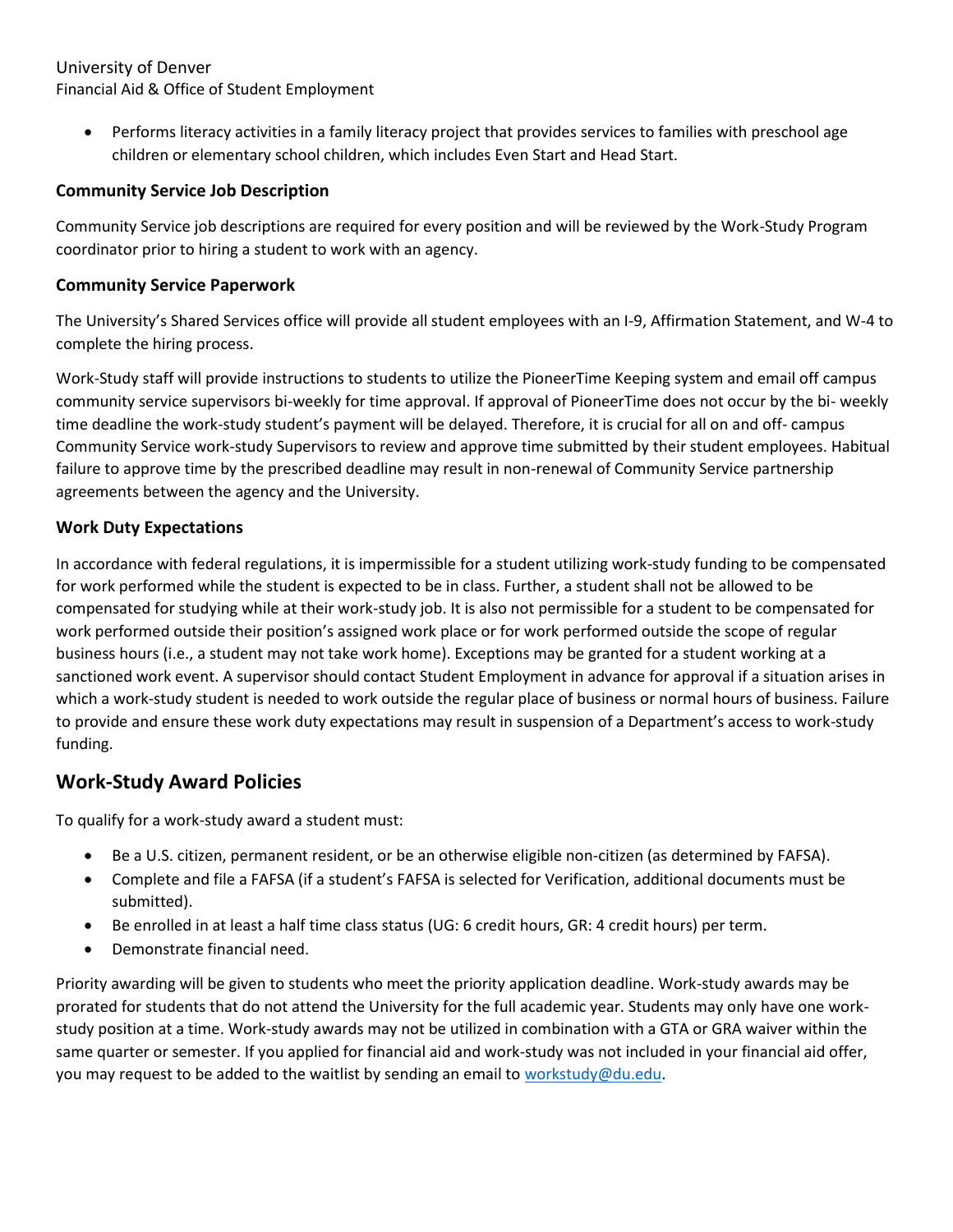- Performs literacy activities in a family literacy project that provides services to families with preschool age children or elementary school children, which includes Even Start and Head Start.

### Community Service Job Description

Community Service job descriptions are required for every position and will be reviewed by the Work-Study Program coordinator prior to hiring a student to work with an agency.

### Community Service Paperwork

The University's Shared Services office will provide all student employees with an I-9, Affirmation Statement, and W-4 to complete the hiring process.

Work-Study staff will provide instructions to students to utilize the PioneerTime Keeping system and email off campus community service supervisors bi-weekly for time approval. If approval of PioneerTime does not occur by the bi- weekly time deadline the work-study student's payment will be delayed. Therefore, it is crucial for all on and off- campus Community Service work-study Supervisors to review and approve time submitted by their student employees. Habitual failure to approve time by the prescribed deadline may result in non-renewal of Community Service partnership agreements between the agency and the University.

### Work Duty Expectations

In accordance with federal regulations, it is impermissible for a student utilizing work-study funding to be compensated for work performed while the student is expected to be in class. Further, a student shall not be allowed to be compensated for studying while at their work-study job. It is also not permissible for a student to be compensated for work performed outside their position's assigned work place or for work performed outside the scope of regular business hours (i.e., a student may not take work home). Exceptions may be granted for a student working at a sanctioned work event. A supervisor should contact Student Employment in advance for approval if a situation arises in which a work-study student is needed to work outside the regular place of business or normal hours of business. Failure to provide and ensure these work duty expectations may result in suspension of a Department's access to work-study funding.

## Work-Study Award Policies

To qualify for a work-study award a student must:

- Be a U.S. citizen, permanent resident, or be an otherwise eligible non-citizen (as determined by FAFSA).
- Complete and file a FAFSA (if a student's FAFSA is selected for Verification, additional documents must be submitted).
- Be enrolled in at least a half time class status (UG: 6 credit hours, GR: 4 credit hours) per term.
- Demonstrate financial need.

Priority awarding will be given to students who meet the priority application deadline. Work-study awards may be prorated for students that do not attend the University for the full academic year. Students may only have one work-study position at a time. Work-study awards may not be utilized in combination with a GTA or GRA waiver within the same quarter or semester. If you applied for financial aid and work-study was not included in your financial aid offer, you may request to be added to the waitlist by sending an email to workstudy@du.edu.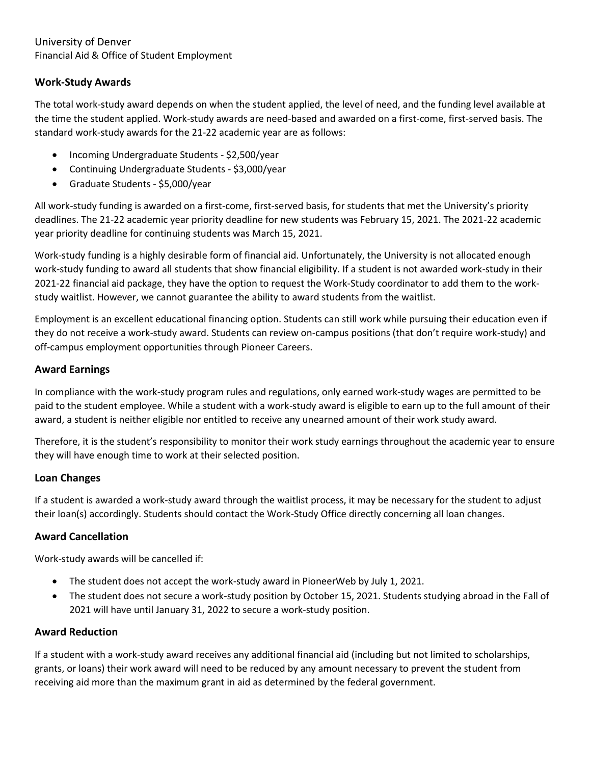University of Denver
Financial Aid & Office of Student Employment

## Work-Study Awards

The total work-study award depends on when the student applied, the level of need, and the funding level available at the time the student applied. Work-study awards are need-based and awarded on a first-come, first-served basis. The standard work-study awards for the 21-22 academic year are as follows:

- Incoming Undergraduate Students - $2,500/year
- Continuing Undergraduate Students - $3,000/year
- Graduate Students - $5,000/year

All work-study funding is awarded on a first-come, first-served basis, for students that met the University's priority deadlines. The 21-22 academic year priority deadline for new students was February 15, 2021. The 2021-22 academic year priority deadline for continuing students was March 15, 2021.

Work-study funding is a highly desirable form of financial aid. Unfortunately, the University is not allocated enough work-study funding to award all students that show financial eligibility. If a student is not awarded work-study in their 2021-22 financial aid package, they have the option to request the Work-Study coordinator to add them to the work-study waitlist. However, we cannot guarantee the ability to award students from the waitlist.

Employment is an excellent educational financing option. Students can still work while pursuing their education even if they do not receive a work-study award. Students can review on-campus positions (that don't require work-study) and off-campus employment opportunities through Pioneer Careers.

## Award Earnings

In compliance with the work-study program rules and regulations, only earned work-study wages are permitted to be paid to the student employee. While a student with a work-study award is eligible to earn up to the full amount of their award, a student is neither eligible nor entitled to receive any unearned amount of their work study award.

Therefore, it is the student's responsibility to monitor their work study earnings throughout the academic year to ensure they will have enough time to work at their selected position.

## Loan Changes

If a student is awarded a work-study award through the waitlist process, it may be necessary for the student to adjust their loan(s) accordingly. Students should contact the Work-Study Office directly concerning all loan changes.

## Award Cancellation

Work-study awards will be cancelled if:

- The student does not accept the work-study award in PioneerWeb by July 1, 2021.
- The student does not secure a work-study position by October 15, 2021. Students studying abroad in the Fall of 2021 will have until January 31, 2022 to secure a work-study position.

## Award Reduction

If a student with a work-study award receives any additional financial aid (including but not limited to scholarships, grants, or loans) their work award will need to be reduced by any amount necessary to prevent the student from receiving aid more than the maximum grant in aid as determined by the federal government.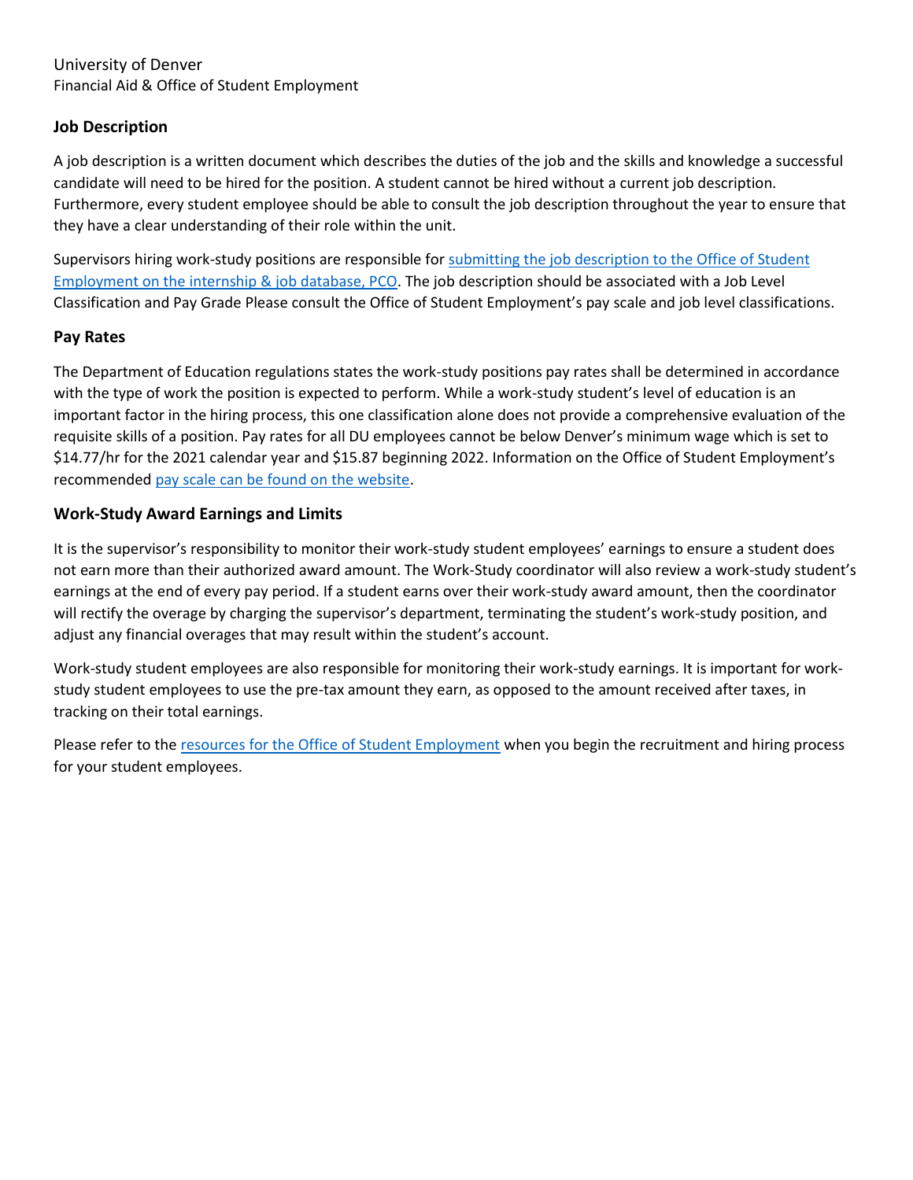University of Denver
Financial Aid & Office of Student Employment

### Job Description

A job description is a written document which describes the duties of the job and the skills and knowledge a successful candidate will need to be hired for the position. A student cannot be hired without a current job description. Furthermore, every student employee should be able to consult the job description throughout the year to ensure that they have a clear understanding of their role within the unit.

Supervisors hiring work-study positions are responsible for submitting the job description to the Office of Student Employment on the internship & job database, PCO. The job description should be associated with a Job Level Classification and Pay Grade Please consult the Office of Student Employment's pay scale and job level classifications.

### Pay Rates

The Department of Education regulations states the work-study positions pay rates shall be determined in accordance with the type of work the position is expected to perform. While a work-study student's level of education is an important factor in the hiring process, this one classification alone does not provide a comprehensive evaluation of the requisite skills of a position. Pay rates for all DU employees cannot be below Denver's minimum wage which is set to $14.77/hr for the 2021 calendar year and $15.87 beginning 2022. Information on the Office of Student Employment's recommended pay scale can be found on the website.

### Work-Study Award Earnings and Limits

It is the supervisor's responsibility to monitor their work-study student employees' earnings to ensure a student does not earn more than their authorized award amount. The Work-Study coordinator will also review a work-study student's earnings at the end of every pay period. If a student earns over their work-study award amount, then the coordinator will rectify the overage by charging the supervisor's department, terminating the student's work-study position, and adjust any financial overages that may result within the student's account.

Work-study student employees are also responsible for monitoring their work-study earnings. It is important for work-study student employees to use the pre-tax amount they earn, as opposed to the amount received after taxes, in tracking on their total earnings.

Please refer to the resources for the Office of Student Employment when you begin the recruitment and hiring process for your student employees.